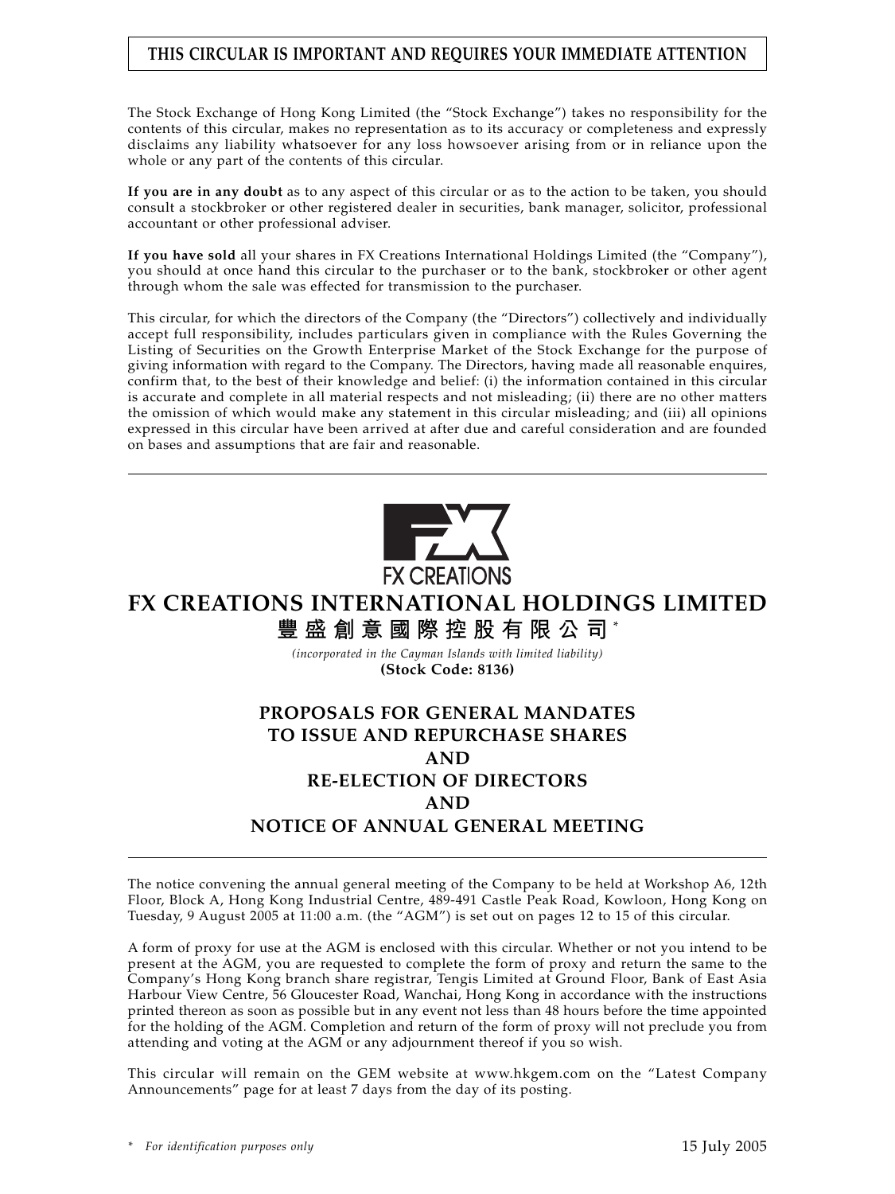**THIS CIRCULAR IS IMPORTANT AND REQUIRES YOUR IMMEDIATE ATTENTION**

The Stock Exchange of Hong Kong Limited (the "Stock Exchange") takes no responsibility for the contents of this circular, makes no representation as to its accuracy or completeness and expressly disclaims any liability whatsoever for any loss howsoever arising from or in reliance upon the whole or any part of the contents of this circular.

**If you are in any doubt** as to any aspect of this circular or as to the action to be taken, you should consult a stockbroker or other registered dealer in securities, bank manager, solicitor, professional accountant or other professional adviser.

**If you have sold** all your shares in FX Creations International Holdings Limited (the "Company"), you should at once hand this circular to the purchaser or to the bank, stockbroker or other agent through whom the sale was effected for transmission to the purchaser.

This circular, for which the directors of the Company (the "Directors") collectively and individually accept full responsibility, includes particulars given in compliance with the Rules Governing the Listing of Securities on the Growth Enterprise Market of the Stock Exchange for the purpose of giving information with regard to the Company. The Directors, having made all reasonable enquires, confirm that, to the best of their knowledge and belief: (i) the information contained in this circular is accurate and complete in all material respects and not misleading; (ii) there are no other matters the omission of which would make any statement in this circular misleading; and (iii) all opinions expressed in this circular have been arrived at after due and careful consideration and are founded on bases and assumptions that are fair and reasonable.

FX CREATIONS

# FX CREATIONS INTERNATIONAL HOLDINGS LIMITED

# 豐盛創意國際控股有限公司*

*(incorporated in the Cayman Islands with limited liability)*

**(Stock Code: 8136)**

## PROPOSALS FOR GENERAL MANDATES TO ISSUE AND REPURCHASE SHARES AND RE-ELECTION OF DIRECTORS AND NOTICE OF ANNUAL GENERAL MEETING

The notice convening the annual general meeting of the Company to be held at Workshop A6, 12th Floor, Block A, Hong Kong Industrial Centre, 489-491 Castle Peak Road, Kowloon, Hong Kong on Tuesday, 9 August 2005 at 11:00 a.m. (the "AGM") is set out on pages 12 to 15 of this circular.

A form of proxy for use at the AGM is enclosed with this circular. Whether or not you intend to be present at the AGM, you are requested to complete the form of proxy and return the same to the Company's Hong Kong branch share registrar, Tengis Limited at Ground Floor, Bank of East Asia Harbour View Centre, 56 Gloucester Road, Wanchai, Hong Kong in accordance with the instructions printed thereon as soon as possible but in any event not less than 48 hours before the time appointed for the holding of the AGM. Completion and return of the form of proxy will not preclude you from attending and voting at the AGM or any adjournment thereof if you so wish.

This circular will remain on the GEM website at www.hkgem.com on the "Latest Company Announcements" page for at least 7 days from the day of its posting.

\* *For identification purposes only*

15 July 2005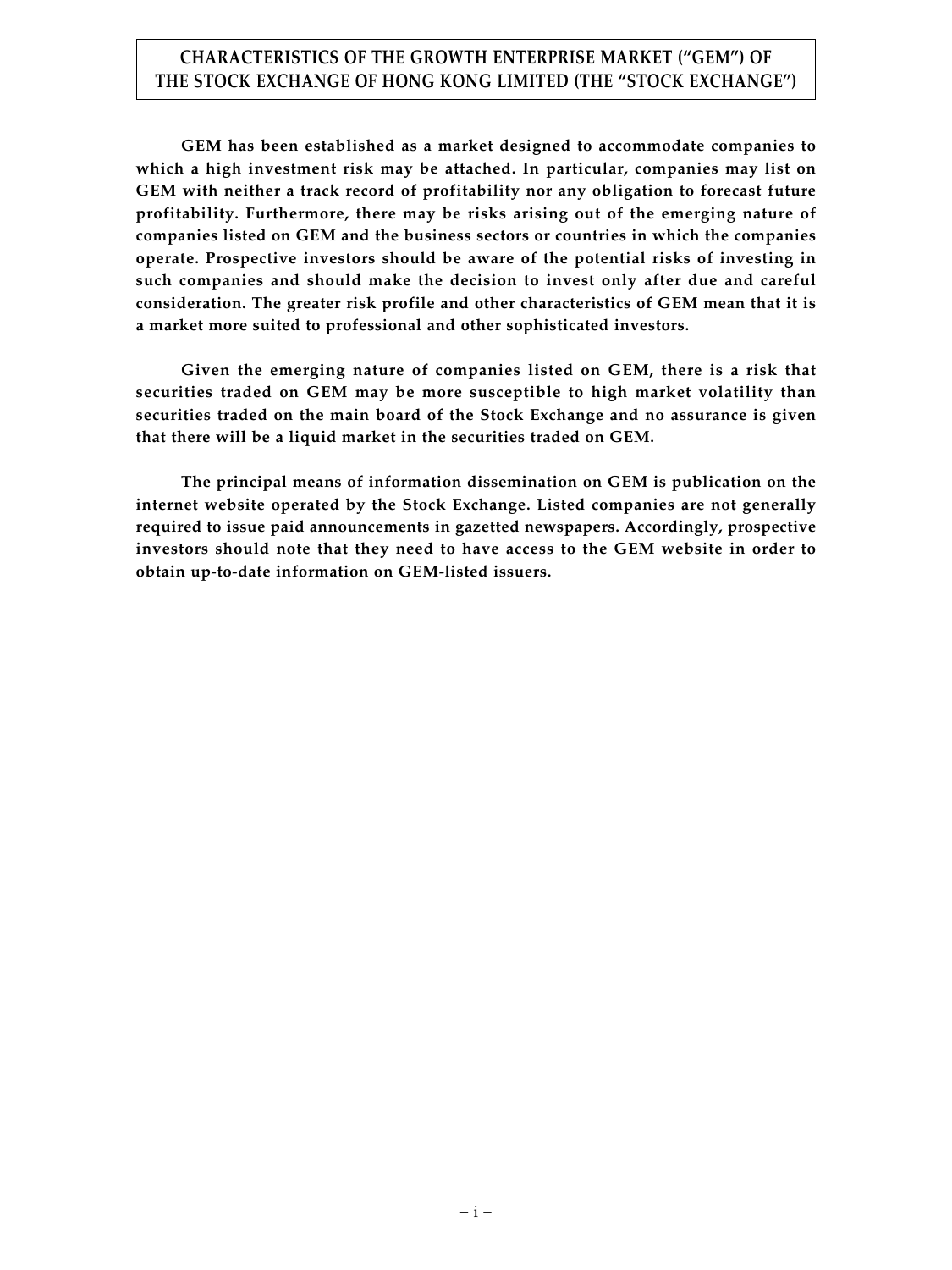# CHARACTERISTICS OF THE GROWTH ENTERPRISE MARKET ("GEM") OF THE STOCK EXCHANGE OF HONG KONG LIMITED (THE "STOCK EXCHANGE")

**GEM has been established as a market designed to accommodate companies to which a high investment risk may be attached. In particular, companies may list on GEM with neither a track record of profitability nor any obligation to forecast future profitability. Furthermore, there may be risks arising out of the emerging nature of companies listed on GEM and the business sectors or countries in which the companies operate. Prospective investors should be aware of the potential risks of investing in such companies and should make the decision to invest only after due and careful consideration. The greater risk profile and other characteristics of GEM mean that it is a market more suited to professional and other sophisticated investors.**

**Given the emerging nature of companies listed on GEM, there is a risk that securities traded on GEM may be more susceptible to high market volatility than securities traded on the main board of the Stock Exchange and no assurance is given that there will be a liquid market in the securities traded on GEM.**

**The principal means of information dissemination on GEM is publication on the internet website operated by the Stock Exchange. Listed companies are not generally required to issue paid announcements in gazetted newspapers. Accordingly, prospective investors should note that they need to have access to the GEM website in order to obtain up-to-date information on GEM-listed issuers.**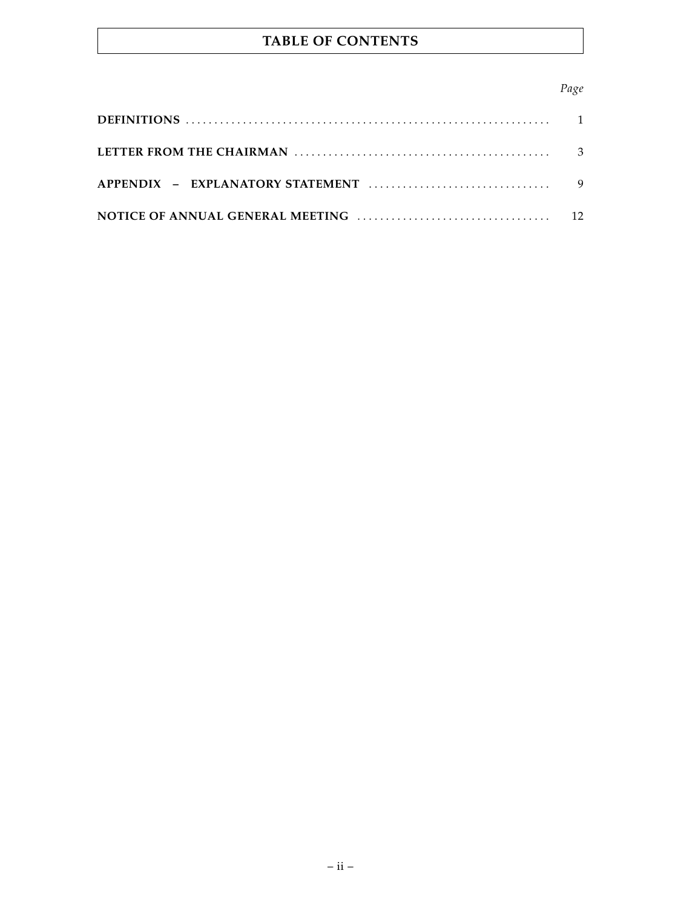# TABLE OF CONTENTS

| | *Page* |
|---|---|
| **DEFINITIONS** | 1 |
| **LETTER FROM THE CHAIRMAN** | 3 |
| **APPENDIX – EXPLANATORY STATEMENT** | 9 |
| **NOTICE OF ANNUAL GENERAL MEETING** | 12 |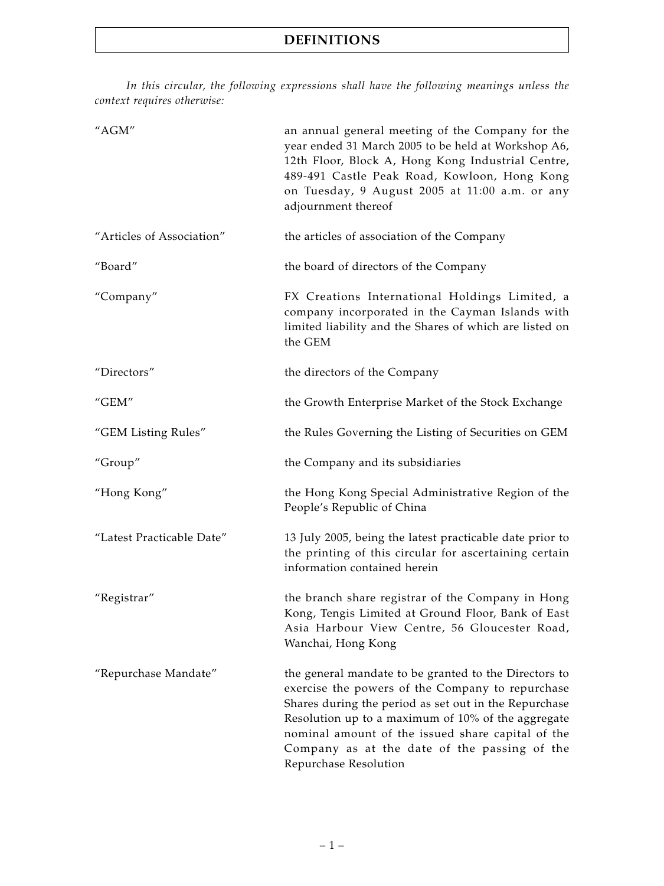# DEFINITIONS

*In this circular, the following expressions shall have the following meanings unless the context requires otherwise:*

| | |
|---|---|
| "AGM" | an annual general meeting of the Company for the year ended 31 March 2005 to be held at Workshop A6, 12th Floor, Block A, Hong Kong Industrial Centre, 489-491 Castle Peak Road, Kowloon, Hong Kong on Tuesday, 9 August 2005 at 11:00 a.m. or any adjournment thereof |
| "Articles of Association" | the articles of association of the Company |
| "Board" | the board of directors of the Company |
| "Company" | FX Creations International Holdings Limited, a company incorporated in the Cayman Islands with limited liability and the Shares of which are listed on the GEM |
| "Directors" | the directors of the Company |
| "GEM" | the Growth Enterprise Market of the Stock Exchange |
| "GEM Listing Rules" | the Rules Governing the Listing of Securities on GEM |
| "Group" | the Company and its subsidiaries |
| "Hong Kong" | the Hong Kong Special Administrative Region of the People's Republic of China |
| "Latest Practicable Date" | 13 July 2005, being the latest practicable date prior to the printing of this circular for ascertaining certain information contained herein |
| "Registrar" | the branch share registrar of the Company in Hong Kong, Tengis Limited at Ground Floor, Bank of East Asia Harbour View Centre, 56 Gloucester Road, Wanchai, Hong Kong |
| "Repurchase Mandate" | the general mandate to be granted to the Directors to exercise the powers of the Company to repurchase Shares during the period as set out in the Repurchase Resolution up to a maximum of 10% of the aggregate nominal amount of the issued share capital of the Company as at the date of the passing of the Repurchase Resolution |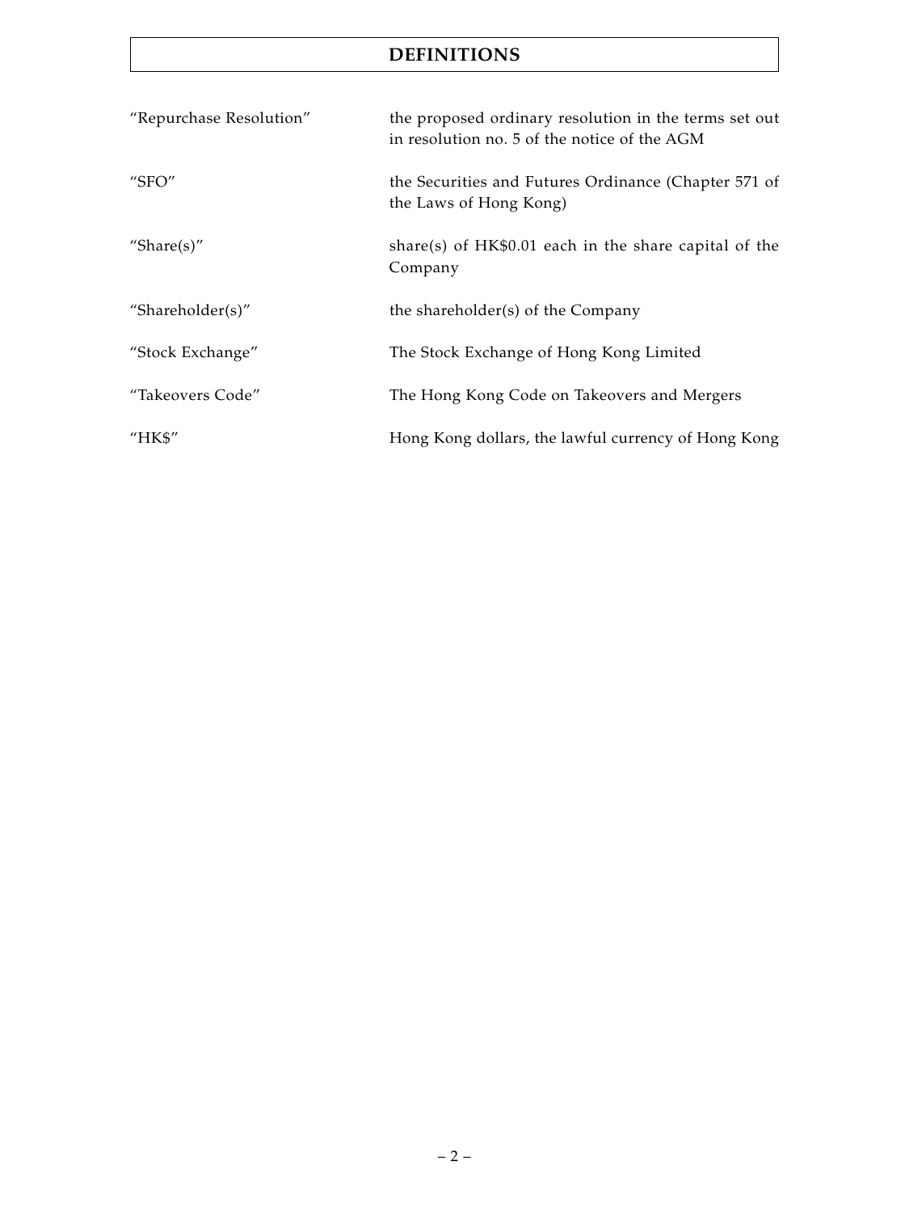# DEFINITIONS

| | |
|---|---|
| "Repurchase Resolution" | the proposed ordinary resolution in the terms set out in resolution no. 5 of the notice of the AGM |
| "SFO" | the Securities and Futures Ordinance (Chapter 571 of the Laws of Hong Kong) |
| "Share(s)" | share(s) of HK$0.01 each in the share capital of the Company |
| "Shareholder(s)" | the shareholder(s) of the Company |
| "Stock Exchange" | The Stock Exchange of Hong Kong Limited |
| "Takeovers Code" | The Hong Kong Code on Takeovers and Mergers |
| "HK$" | Hong Kong dollars, the lawful currency of Hong Kong |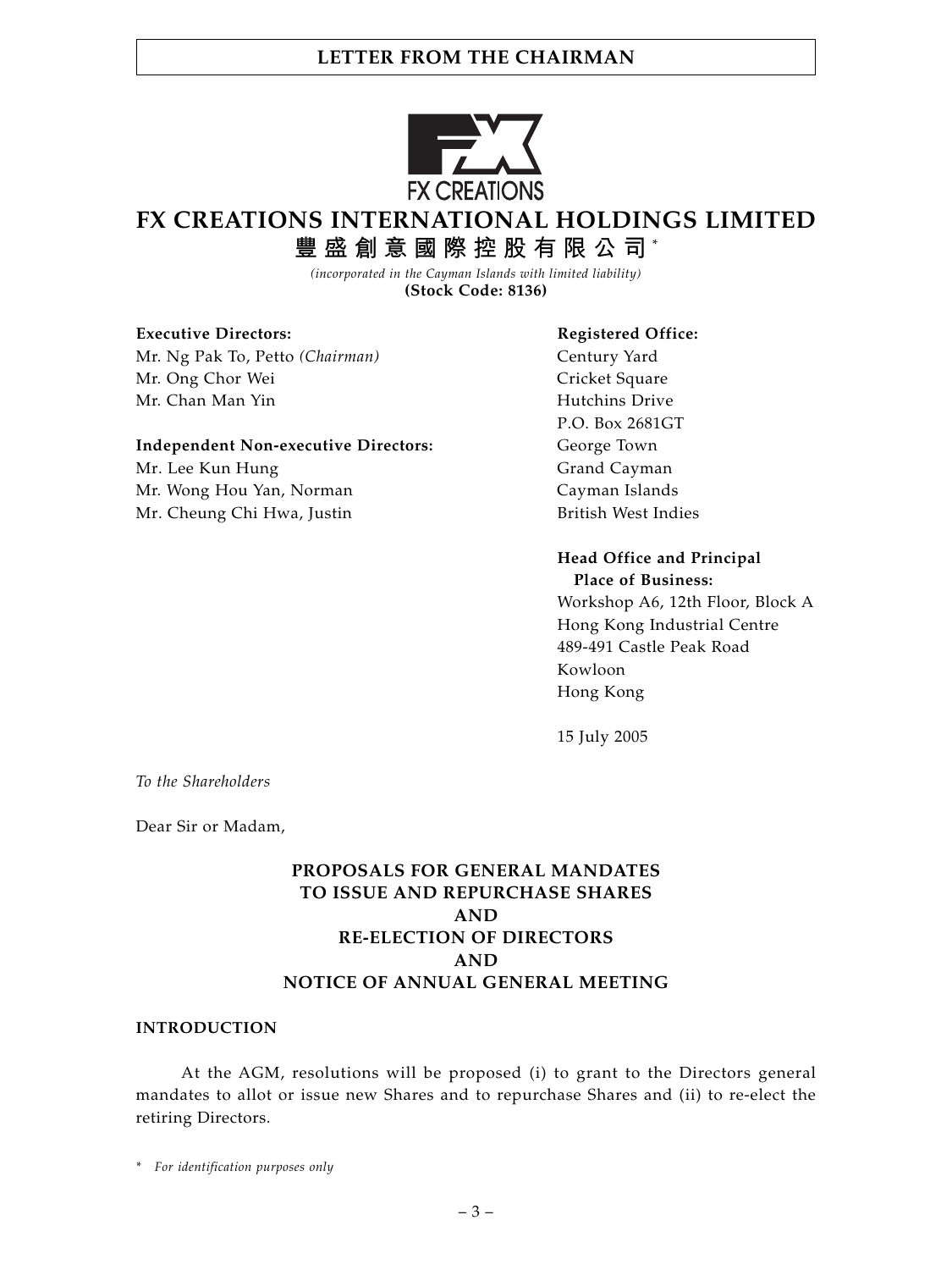# FX CREATIONS INTERNATIONAL HOLDINGS LIMITED

## 豐盛創意國際控股有限公司*

*(incorporated in the Cayman Islands with limited liability)*

**(Stock Code: 8136)**

**Executive Directors:**
Mr. Ng Pak To, Petto *(Chairman)*
Mr. Ong Chor Wei
Mr. Chan Man Yin

**Independent Non-executive Directors:**
Mr. Lee Kun Hung
Mr. Wong Hou Yan, Norman
Mr. Cheung Chi Hwa, Justin

**Registered Office:**
Century Yard
Cricket Square
Hutchins Drive
P.O. Box 2681GT
George Town
Grand Cayman
Cayman Islands
British West Indies

**Head Office and Principal Place of Business:**
Workshop A6, 12th Floor, Block A
Hong Kong Industrial Centre
489-491 Castle Peak Road
Kowloon
Hong Kong

15 July 2005

*To the Shareholders*

Dear Sir or Madam,

**PROPOSALS FOR GENERAL MANDATES TO ISSUE AND REPURCHASE SHARES AND RE-ELECTION OF DIRECTORS AND NOTICE OF ANNUAL GENERAL MEETING**

### INTRODUCTION

At the AGM, resolutions will be proposed (i) to grant to the Directors general mandates to allot or issue new Shares and to repurchase Shares and (ii) to re-elect the retiring Directors.

\* *For identification purposes only*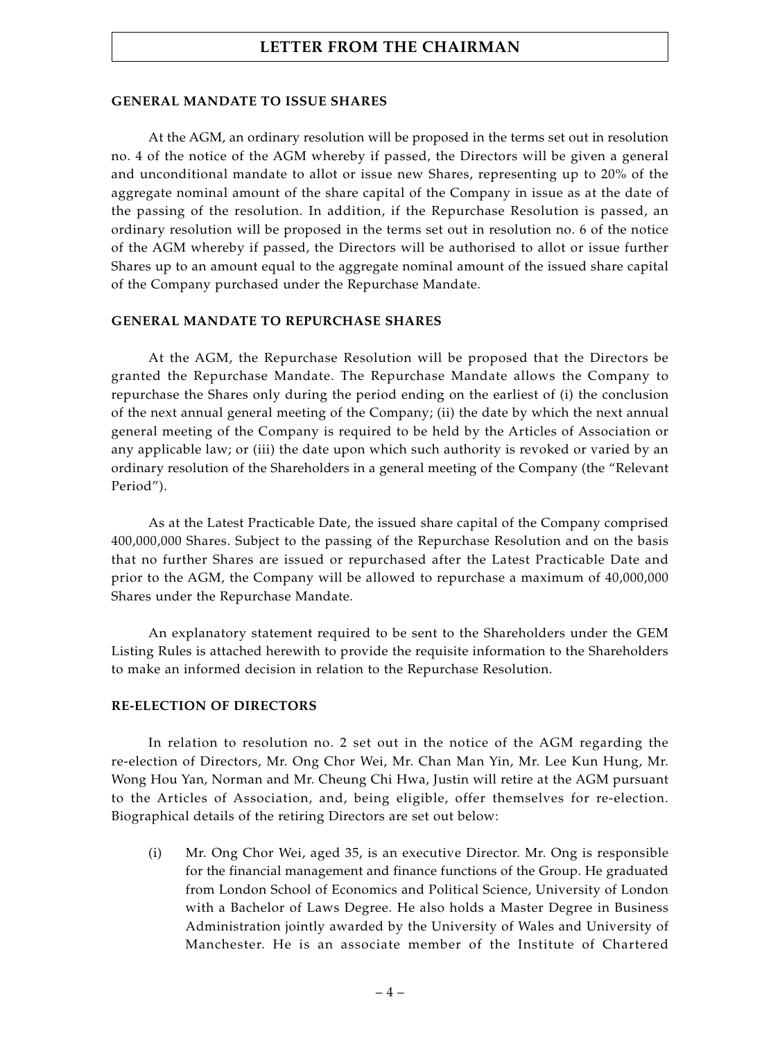## GENERAL MANDATE TO ISSUE SHARES

At the AGM, an ordinary resolution will be proposed in the terms set out in resolution no. 4 of the notice of the AGM whereby if passed, the Directors will be given a general and unconditional mandate to allot or issue new Shares, representing up to 20% of the aggregate nominal amount of the share capital of the Company in issue as at the date of the passing of the resolution. In addition, if the Repurchase Resolution is passed, an ordinary resolution will be proposed in the terms set out in resolution no. 6 of the notice of the AGM whereby if passed, the Directors will be authorised to allot or issue further Shares up to an amount equal to the aggregate nominal amount of the issued share capital of the Company purchased under the Repurchase Mandate.

## GENERAL MANDATE TO REPURCHASE SHARES

At the AGM, the Repurchase Resolution will be proposed that the Directors be granted the Repurchase Mandate. The Repurchase Mandate allows the Company to repurchase the Shares only during the period ending on the earliest of (i) the conclusion of the next annual general meeting of the Company; (ii) the date by which the next annual general meeting of the Company is required to be held by the Articles of Association or any applicable law; or (iii) the date upon which such authority is revoked or varied by an ordinary resolution of the Shareholders in a general meeting of the Company (the "Relevant Period").

As at the Latest Practicable Date, the issued share capital of the Company comprised 400,000,000 Shares. Subject to the passing of the Repurchase Resolution and on the basis that no further Shares are issued or repurchased after the Latest Practicable Date and prior to the AGM, the Company will be allowed to repurchase a maximum of 40,000,000 Shares under the Repurchase Mandate.

An explanatory statement required to be sent to the Shareholders under the GEM Listing Rules is attached herewith to provide the requisite information to the Shareholders to make an informed decision in relation to the Repurchase Resolution.

## RE-ELECTION OF DIRECTORS

In relation to resolution no. 2 set out in the notice of the AGM regarding the re-election of Directors, Mr. Ong Chor Wei, Mr. Chan Man Yin, Mr. Lee Kun Hung, Mr. Wong Hou Yan, Norman and Mr. Cheung Chi Hwa, Justin will retire at the AGM pursuant to the Articles of Association, and, being eligible, offer themselves for re-election. Biographical details of the retiring Directors are set out below:

(i) Mr. Ong Chor Wei, aged 35, is an executive Director. Mr. Ong is responsible for the financial management and finance functions of the Group. He graduated from London School of Economics and Political Science, University of London with a Bachelor of Laws Degree. He also holds a Master Degree in Business Administration jointly awarded by the University of Wales and University of Manchester. He is an associate member of the Institute of Chartered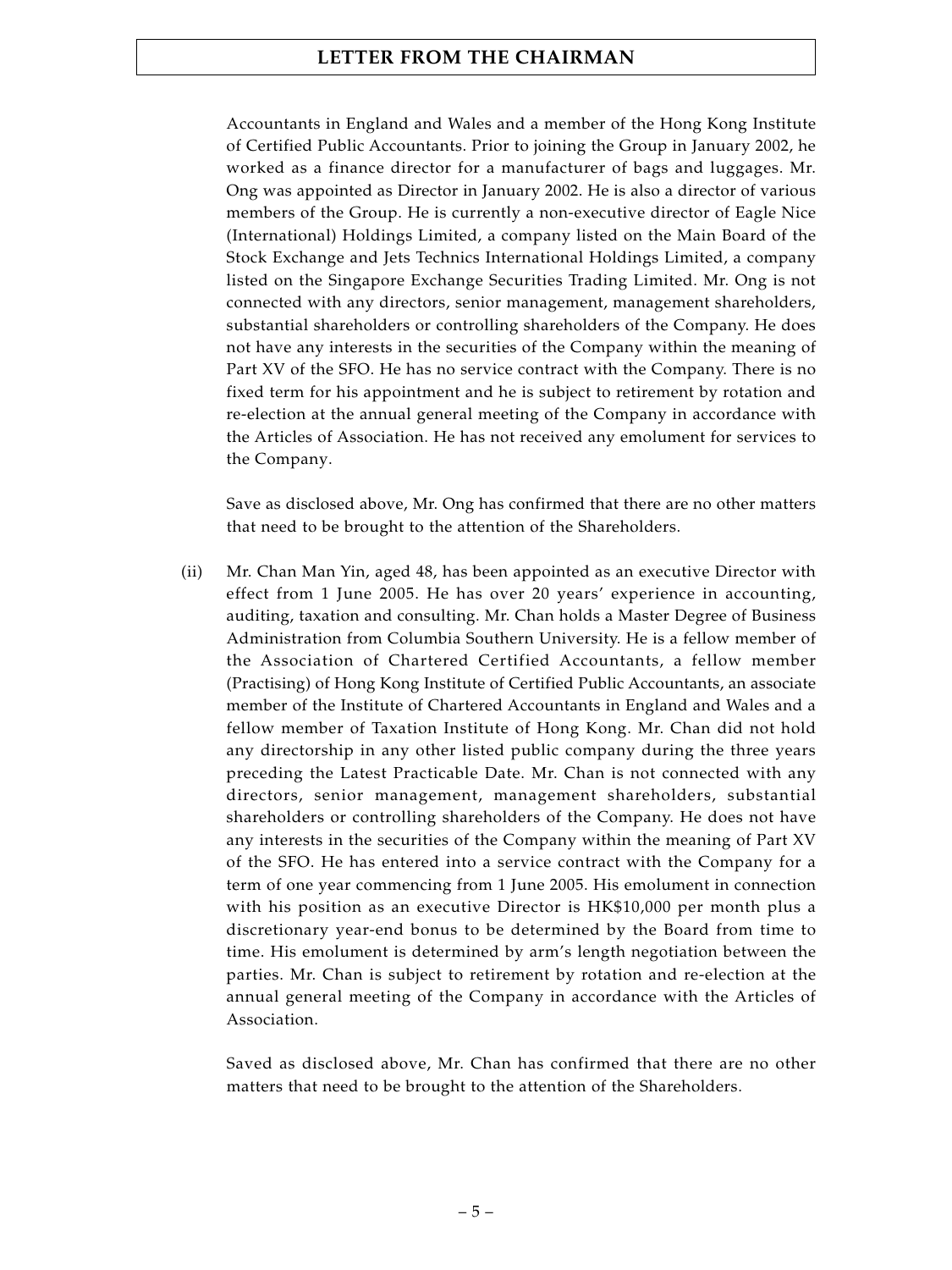Accountants in England and Wales and a member of the Hong Kong Institute of Certified Public Accountants. Prior to joining the Group in January 2002, he worked as a finance director for a manufacturer of bags and luggages. Mr. Ong was appointed as Director in January 2002. He is also a director of various members of the Group. He is currently a non-executive director of Eagle Nice (International) Holdings Limited, a company listed on the Main Board of the Stock Exchange and Jets Technics International Holdings Limited, a company listed on the Singapore Exchange Securities Trading Limited. Mr. Ong is not connected with any directors, senior management, management shareholders, substantial shareholders or controlling shareholders of the Company. He does not have any interests in the securities of the Company within the meaning of Part XV of the SFO. He has no service contract with the Company. There is no fixed term for his appointment and he is subject to retirement by rotation and re-election at the annual general meeting of the Company in accordance with the Articles of Association. He has not received any emolument for services to the Company.

Save as disclosed above, Mr. Ong has confirmed that there are no other matters that need to be brought to the attention of the Shareholders.

(ii) Mr. Chan Man Yin, aged 48, has been appointed as an executive Director with effect from 1 June 2005. He has over 20 years' experience in accounting, auditing, taxation and consulting. Mr. Chan holds a Master Degree of Business Administration from Columbia Southern University. He is a fellow member of the Association of Chartered Certified Accountants, a fellow member (Practising) of Hong Kong Institute of Certified Public Accountants, an associate member of the Institute of Chartered Accountants in England and Wales and a fellow member of Taxation Institute of Hong Kong. Mr. Chan did not hold any directorship in any other listed public company during the three years preceding the Latest Practicable Date. Mr. Chan is not connected with any directors, senior management, management shareholders, substantial shareholders or controlling shareholders of the Company. He does not have any interests in the securities of the Company within the meaning of Part XV of the SFO. He has entered into a service contract with the Company for a term of one year commencing from 1 June 2005. His emolument in connection with his position as an executive Director is HK$10,000 per month plus a discretionary year-end bonus to be determined by the Board from time to time. His emolument is determined by arm's length negotiation between the parties. Mr. Chan is subject to retirement by rotation and re-election at the annual general meeting of the Company in accordance with the Articles of Association.

Saved as disclosed above, Mr. Chan has confirmed that there are no other matters that need to be brought to the attention of the Shareholders.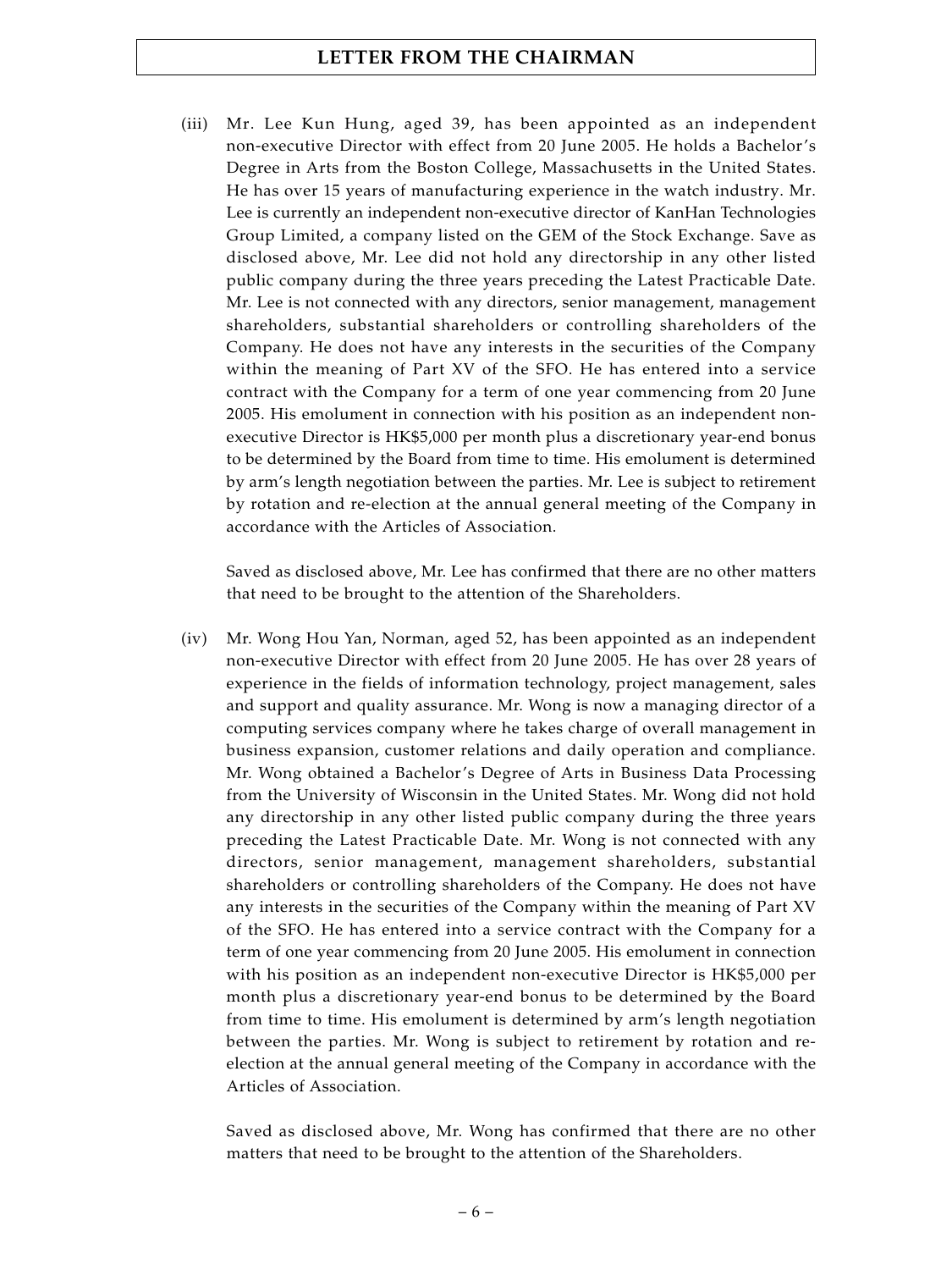(iii) Mr. Lee Kun Hung, aged 39, has been appointed as an independent non-executive Director with effect from 20 June 2005. He holds a Bachelor's Degree in Arts from the Boston College, Massachusetts in the United States. He has over 15 years of manufacturing experience in the watch industry. Mr. Lee is currently an independent non-executive director of KanHan Technologies Group Limited, a company listed on the GEM of the Stock Exchange. Save as disclosed above, Mr. Lee did not hold any directorship in any other listed public company during the three years preceding the Latest Practicable Date. Mr. Lee is not connected with any directors, senior management, management shareholders, substantial shareholders or controlling shareholders of the Company. He does not have any interests in the securities of the Company within the meaning of Part XV of the SFO. He has entered into a service contract with the Company for a term of one year commencing from 20 June 2005. His emolument in connection with his position as an independent non-executive Director is HK$5,000 per month plus a discretionary year-end bonus to be determined by the Board from time to time. His emolument is determined by arm's length negotiation between the parties. Mr. Lee is subject to retirement by rotation and re-election at the annual general meeting of the Company in accordance with the Articles of Association.

Saved as disclosed above, Mr. Lee has confirmed that there are no other matters that need to be brought to the attention of the Shareholders.

(iv) Mr. Wong Hou Yan, Norman, aged 52, has been appointed as an independent non-executive Director with effect from 20 June 2005. He has over 28 years of experience in the fields of information technology, project management, sales and support and quality assurance. Mr. Wong is now a managing director of a computing services company where he takes charge of overall management in business expansion, customer relations and daily operation and compliance. Mr. Wong obtained a Bachelor's Degree of Arts in Business Data Processing from the University of Wisconsin in the United States. Mr. Wong did not hold any directorship in any other listed public company during the three years preceding the Latest Practicable Date. Mr. Wong is not connected with any directors, senior management, management shareholders, substantial shareholders or controlling shareholders of the Company. He does not have any interests in the securities of the Company within the meaning of Part XV of the SFO. He has entered into a service contract with the Company for a term of one year commencing from 20 June 2005. His emolument in connection with his position as an independent non-executive Director is HK$5,000 per month plus a discretionary year-end bonus to be determined by the Board from time to time. His emolument is determined by arm's length negotiation between the parties. Mr. Wong is subject to retirement by rotation and re-election at the annual general meeting of the Company in accordance with the Articles of Association.

Saved as disclosed above, Mr. Wong has confirmed that there are no other matters that need to be brought to the attention of the Shareholders.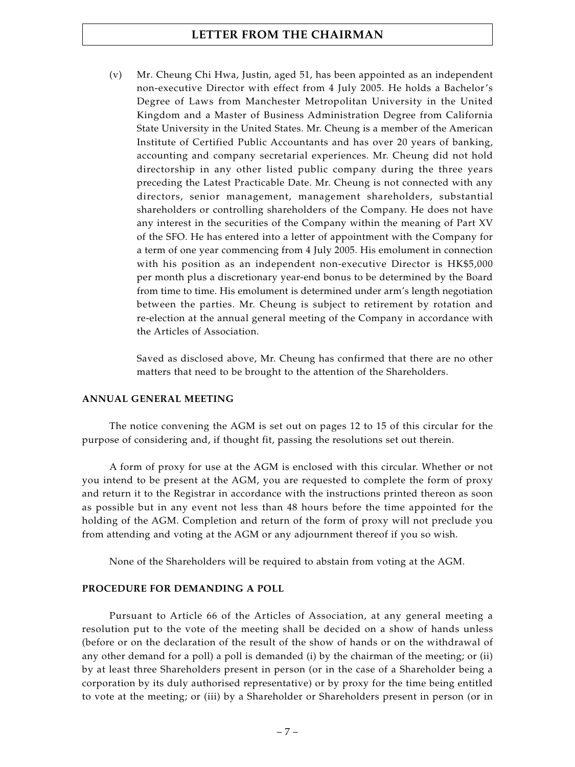(v) Mr. Cheung Chi Hwa, Justin, aged 51, has been appointed as an independent non-executive Director with effect from 4 July 2005. He holds a Bachelor's Degree of Laws from Manchester Metropolitan University in the United Kingdom and a Master of Business Administration Degree from California State University in the United States. Mr. Cheung is a member of the American Institute of Certified Public Accountants and has over 20 years of banking, accounting and company secretarial experiences. Mr. Cheung did not hold directorship in any other listed public company during the three years preceding the Latest Practicable Date. Mr. Cheung is not connected with any directors, senior management, management shareholders, substantial shareholders or controlling shareholders of the Company. He does not have any interest in the securities of the Company within the meaning of Part XV of the SFO. He has entered into a letter of appointment with the Company for a term of one year commencing from 4 July 2005. His emolument in connection with his position as an independent non-executive Director is HK$5,000 per month plus a discretionary year-end bonus to be determined by the Board from time to time. His emolument is determined under arm's length negotiation between the parties. Mr. Cheung is subject to retirement by rotation and re-election at the annual general meeting of the Company in accordance with the Articles of Association.

Saved as disclosed above, Mr. Cheung has confirmed that there are no other matters that need to be brought to the attention of the Shareholders.

**ANNUAL GENERAL MEETING**

The notice convening the AGM is set out on pages 12 to 15 of this circular for the purpose of considering and, if thought fit, passing the resolutions set out therein.

A form of proxy for use at the AGM is enclosed with this circular. Whether or not you intend to be present at the AGM, you are requested to complete the form of proxy and return it to the Registrar in accordance with the instructions printed thereon as soon as possible but in any event not less than 48 hours before the time appointed for the holding of the AGM. Completion and return of the form of proxy will not preclude you from attending and voting at the AGM or any adjournment thereof if you so wish.

None of the Shareholders will be required to abstain from voting at the AGM.

**PROCEDURE FOR DEMANDING A POLL**

Pursuant to Article 66 of the Articles of Association, at any general meeting a resolution put to the vote of the meeting shall be decided on a show of hands unless (before or on the declaration of the result of the show of hands or on the withdrawal of any other demand for a poll) a poll is demanded (i) by the chairman of the meeting; or (ii) by at least three Shareholders present in person (or in the case of a Shareholder being a corporation by its duly authorised representative) or by proxy for the time being entitled to vote at the meeting; or (iii) by a Shareholder or Shareholders present in person (or in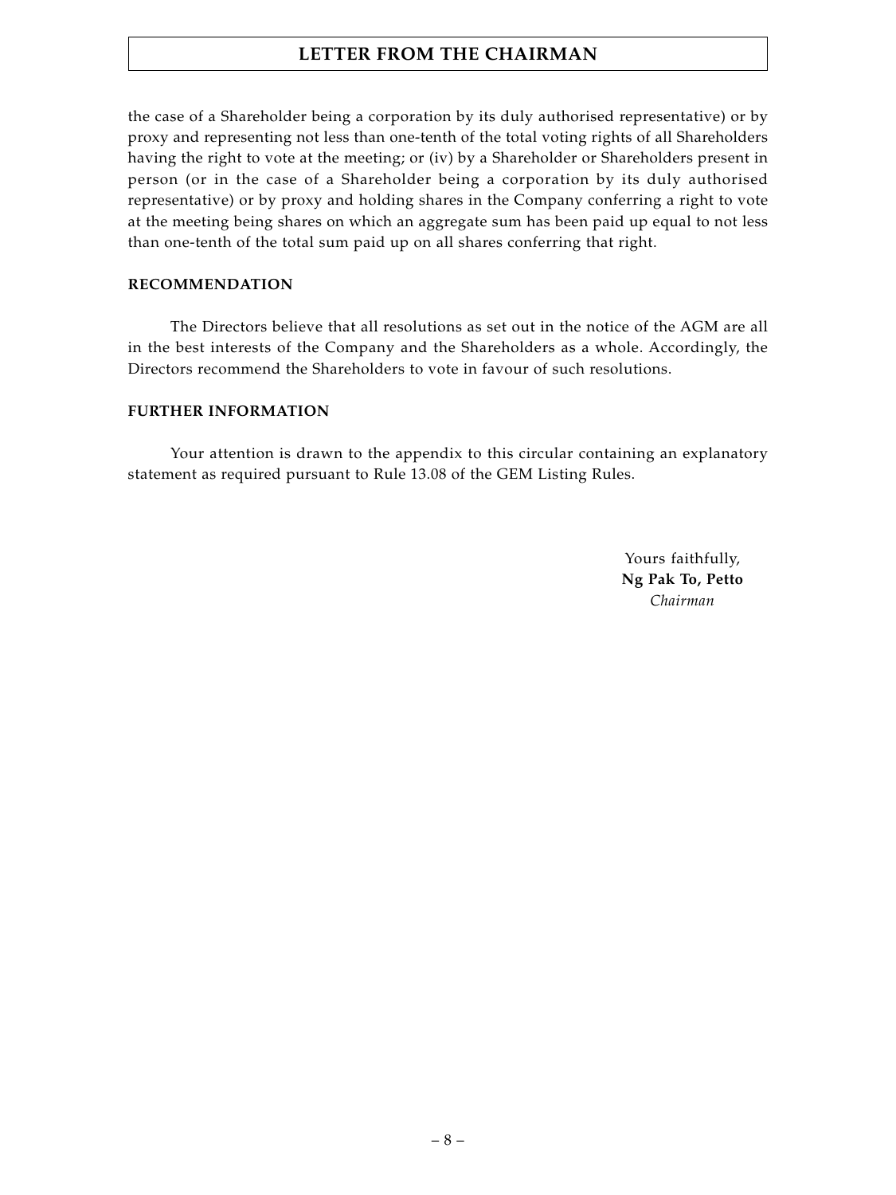the case of a Shareholder being a corporation by its duly authorised representative) or by proxy and representing not less than one-tenth of the total voting rights of all Shareholders having the right to vote at the meeting; or (iv) by a Shareholder or Shareholders present in person (or in the case of a Shareholder being a corporation by its duly authorised representative) or by proxy and holding shares in the Company conferring a right to vote at the meeting being shares on which an aggregate sum has been paid up equal to not less than one-tenth of the total sum paid up on all shares conferring that right.

## RECOMMENDATION

The Directors believe that all resolutions as set out in the notice of the AGM are all in the best interests of the Company and the Shareholders as a whole. Accordingly, the Directors recommend the Shareholders to vote in favour of such resolutions.

## FURTHER INFORMATION

Your attention is drawn to the appendix to this circular containing an explanatory statement as required pursuant to Rule 13.08 of the GEM Listing Rules.

Yours faithfully,
**Ng Pak To, Petto**
*Chairman*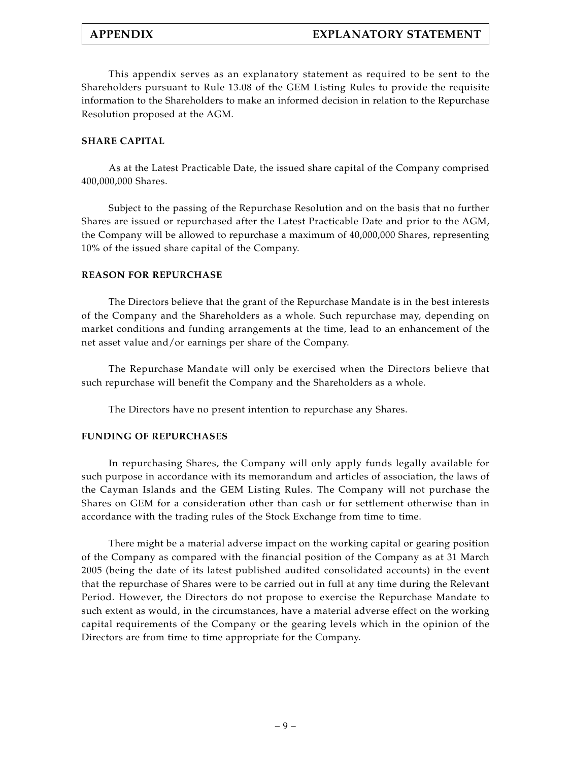This appendix serves as an explanatory statement as required to be sent to the Shareholders pursuant to Rule 13.08 of the GEM Listing Rules to provide the requisite information to the Shareholders to make an informed decision in relation to the Repurchase Resolution proposed at the AGM.

## SHARE CAPITAL

As at the Latest Practicable Date, the issued share capital of the Company comprised 400,000,000 Shares.

Subject to the passing of the Repurchase Resolution and on the basis that no further Shares are issued or repurchased after the Latest Practicable Date and prior to the AGM, the Company will be allowed to repurchase a maximum of 40,000,000 Shares, representing 10% of the issued share capital of the Company.

## REASON FOR REPURCHASE

The Directors believe that the grant of the Repurchase Mandate is in the best interests of the Company and the Shareholders as a whole. Such repurchase may, depending on market conditions and funding arrangements at the time, lead to an enhancement of the net asset value and/or earnings per share of the Company.

The Repurchase Mandate will only be exercised when the Directors believe that such repurchase will benefit the Company and the Shareholders as a whole.

The Directors have no present intention to repurchase any Shares.

## FUNDING OF REPURCHASES

In repurchasing Shares, the Company will only apply funds legally available for such purpose in accordance with its memorandum and articles of association, the laws of the Cayman Islands and the GEM Listing Rules. The Company will not purchase the Shares on GEM for a consideration other than cash or for settlement otherwise than in accordance with the trading rules of the Stock Exchange from time to time.

There might be a material adverse impact on the working capital or gearing position of the Company as compared with the financial position of the Company as at 31 March 2005 (being the date of its latest published audited consolidated accounts) in the event that the repurchase of Shares were to be carried out in full at any time during the Relevant Period. However, the Directors do not propose to exercise the Repurchase Mandate to such extent as would, in the circumstances, have a material adverse effect on the working capital requirements of the Company or the gearing levels which in the opinion of the Directors are from time to time appropriate for the Company.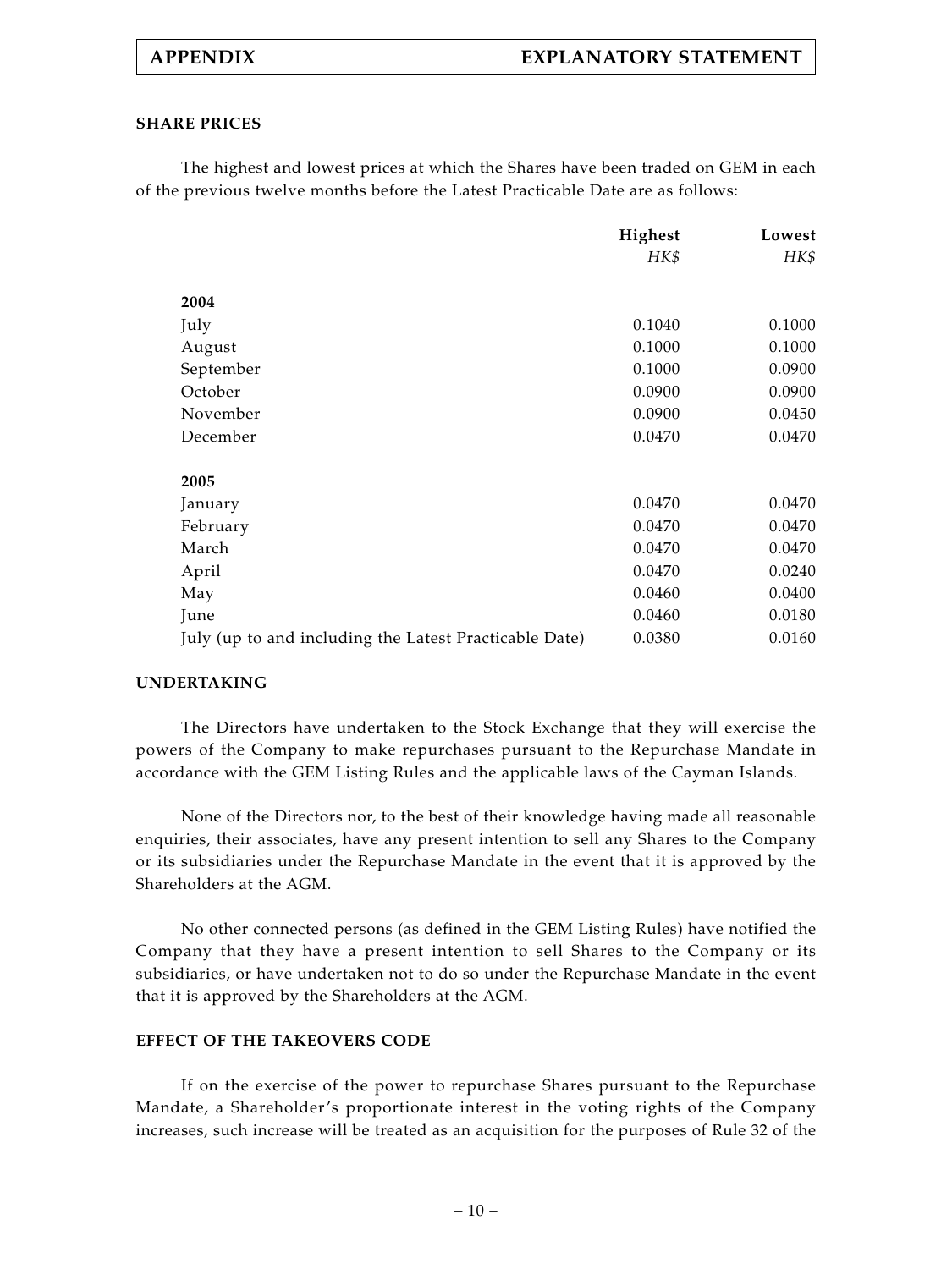## SHARE PRICES

The highest and lowest prices at which the Shares have been traded on GEM in each of the previous twelve months before the Latest Practicable Date are as follows:

| | Highest | Lowest |
|---|---|---|
| | *HK$* | *HK$* |
| **2004** | | |
| July | 0.1040 | 0.1000 |
| August | 0.1000 | 0.1000 |
| September | 0.1000 | 0.0900 |
| October | 0.0900 | 0.0900 |
| November | 0.0900 | 0.0450 |
| December | 0.0470 | 0.0470 |
| **2005** | | |
| January | 0.0470 | 0.0470 |
| February | 0.0470 | 0.0470 |
| March | 0.0470 | 0.0470 |
| April | 0.0470 | 0.0240 |
| May | 0.0460 | 0.0400 |
| June | 0.0460 | 0.0180 |
| July (up to and including the Latest Practicable Date) | 0.0380 | 0.0160 |

## UNDERTAKING

The Directors have undertaken to the Stock Exchange that they will exercise the powers of the Company to make repurchases pursuant to the Repurchase Mandate in accordance with the GEM Listing Rules and the applicable laws of the Cayman Islands.

None of the Directors nor, to the best of their knowledge having made all reasonable enquiries, their associates, have any present intention to sell any Shares to the Company or its subsidiaries under the Repurchase Mandate in the event that it is approved by the Shareholders at the AGM.

No other connected persons (as defined in the GEM Listing Rules) have notified the Company that they have a present intention to sell Shares to the Company or its subsidiaries, or have undertaken not to do so under the Repurchase Mandate in the event that it is approved by the Shareholders at the AGM.

## EFFECT OF THE TAKEOVERS CODE

If on the exercise of the power to repurchase Shares pursuant to the Repurchase Mandate, a Shareholder's proportionate interest in the voting rights of the Company increases, such increase will be treated as an acquisition for the purposes of Rule 32 of the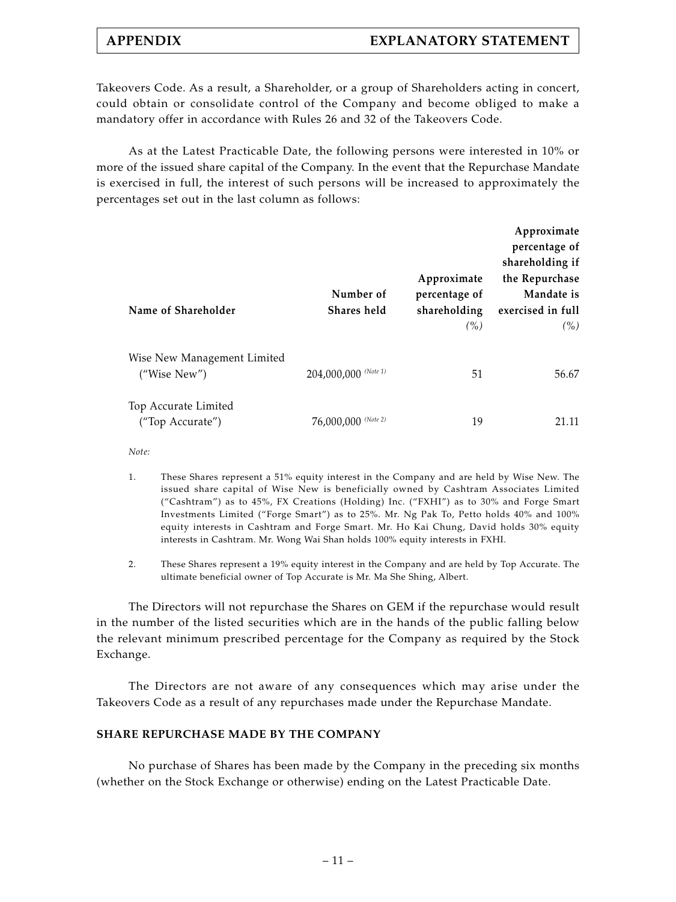Takeovers Code. As a result, a Shareholder, or a group of Shareholders acting in concert, could obtain or consolidate control of the Company and become obliged to make a mandatory offer in accordance with Rules 26 and 32 of the Takeovers Code.

As at the Latest Practicable Date, the following persons were interested in 10% or more of the issued share capital of the Company. In the event that the Repurchase Mandate is exercised in full, the interest of such persons will be increased to approximately the percentages set out in the last column as follows:

| Name of Shareholder | Number of Shares held | Approximate percentage of shareholding *(%)* | Approximate percentage of shareholding if the Repurchase Mandate is exercised in full *(%)* |
|---|---|---|---|
| Wise New Management Limited ("Wise New") | 204,000,000 *(Note 1)* | 51 | 56.67 |
| Top Accurate Limited ("Top Accurate") | 76,000,000 *(Note 2)* | 19 | 21.11 |

*Note:*

1. These Shares represent a 51% equity interest in the Company and are held by Wise New. The issued share capital of Wise New is beneficially owned by Cashtram Associates Limited ("Cashtram") as to 45%, FX Creations (Holding) Inc. ("FXHI") as to 30% and Forge Smart Investments Limited ("Forge Smart") as to 25%. Mr. Ng Pak To, Petto holds 40% and 100% equity interests in Cashtram and Forge Smart. Mr. Ho Kai Chung, David holds 30% equity interests in Cashtram. Mr. Wong Wai Shan holds 100% equity interests in FXHI.

2. These Shares represent a 19% equity interest in the Company and are held by Top Accurate. The ultimate beneficial owner of Top Accurate is Mr. Ma She Shing, Albert.

The Directors will not repurchase the Shares on GEM if the repurchase would result in the number of the listed securities which are in the hands of the public falling below the relevant minimum prescribed percentage for the Company as required by the Stock Exchange.

The Directors are not aware of any consequences which may arise under the Takeovers Code as a result of any repurchases made under the Repurchase Mandate.

## SHARE REPURCHASE MADE BY THE COMPANY

No purchase of Shares has been made by the Company in the preceding six months (whether on the Stock Exchange or otherwise) ending on the Latest Practicable Date.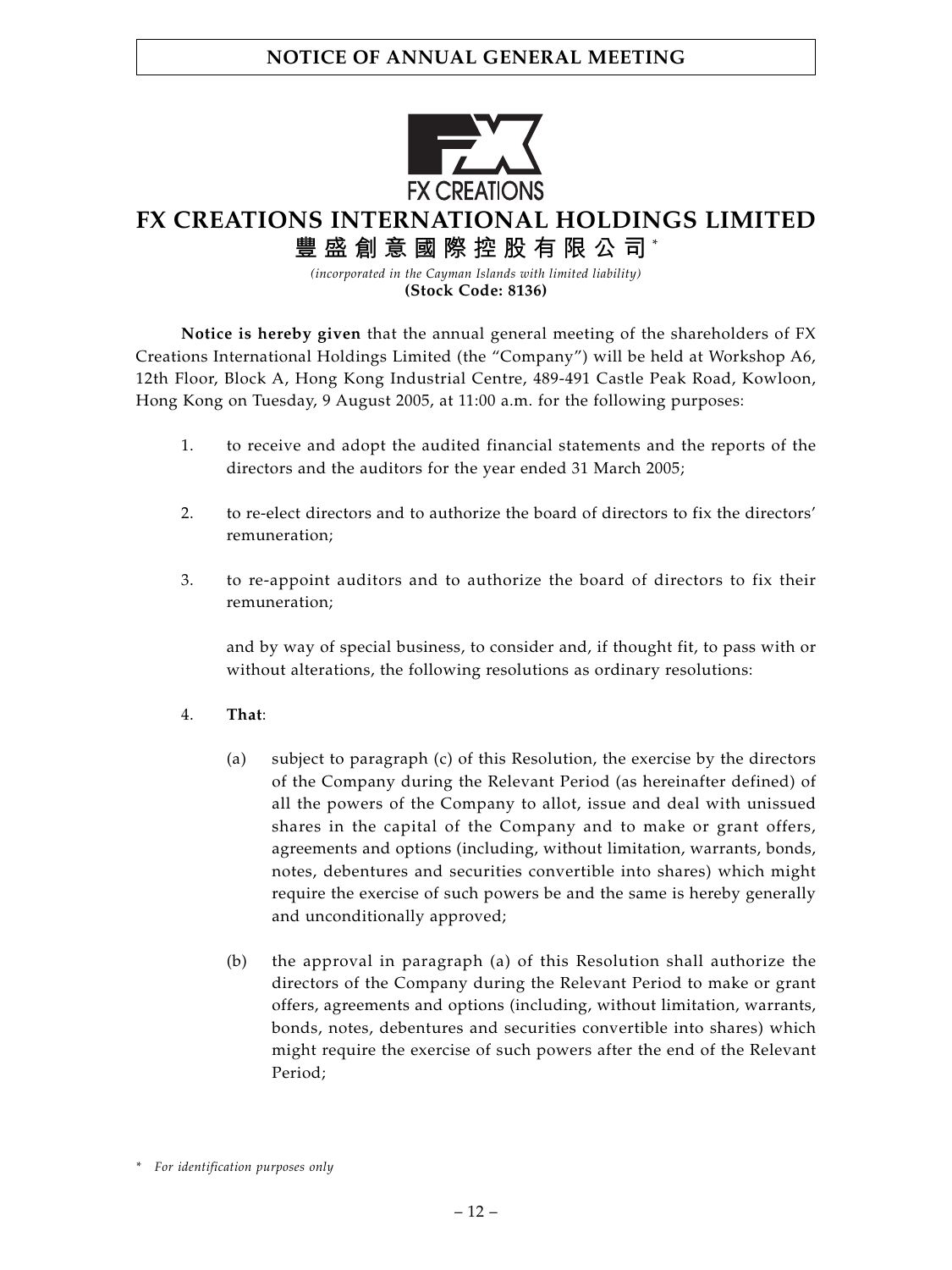# NOTICE OF ANNUAL GENERAL MEETING

FX CREATIONS

# FX CREATIONS INTERNATIONAL HOLDINGS LIMITED

## 豐盛創意國際控股有限公司*

*(incorporated in the Cayman Islands with limited liability)*

**(Stock Code: 8136)**

**Notice is hereby given** that the annual general meeting of the shareholders of FX Creations International Holdings Limited (the "Company") will be held at Workshop A6, 12th Floor, Block A, Hong Kong Industrial Centre, 489-491 Castle Peak Road, Kowloon, Hong Kong on Tuesday, 9 August 2005, at 11:00 a.m. for the following purposes:

1. to receive and adopt the audited financial statements and the reports of the directors and the auditors for the year ended 31 March 2005;

2. to re-elect directors and to authorize the board of directors to fix the directors' remuneration;

3. to re-appoint auditors and to authorize the board of directors to fix their remuneration;

   and by way of special business, to consider and, if thought fit, to pass with or without alterations, the following resolutions as ordinary resolutions:

4. **That**:

   (a) subject to paragraph (c) of this Resolution, the exercise by the directors of the Company during the Relevant Period (as hereinafter defined) of all the powers of the Company to allot, issue and deal with unissued shares in the capital of the Company and to make or grant offers, agreements and options (including, without limitation, warrants, bonds, notes, debentures and securities convertible into shares) which might require the exercise of such powers be and the same is hereby generally and unconditionally approved;

   (b) the approval in paragraph (a) of this Resolution shall authorize the directors of the Company during the Relevant Period to make or grant offers, agreements and options (including, without limitation, warrants, bonds, notes, debentures and securities convertible into shares) which might require the exercise of such powers after the end of the Relevant Period;

\* *For identification purposes only*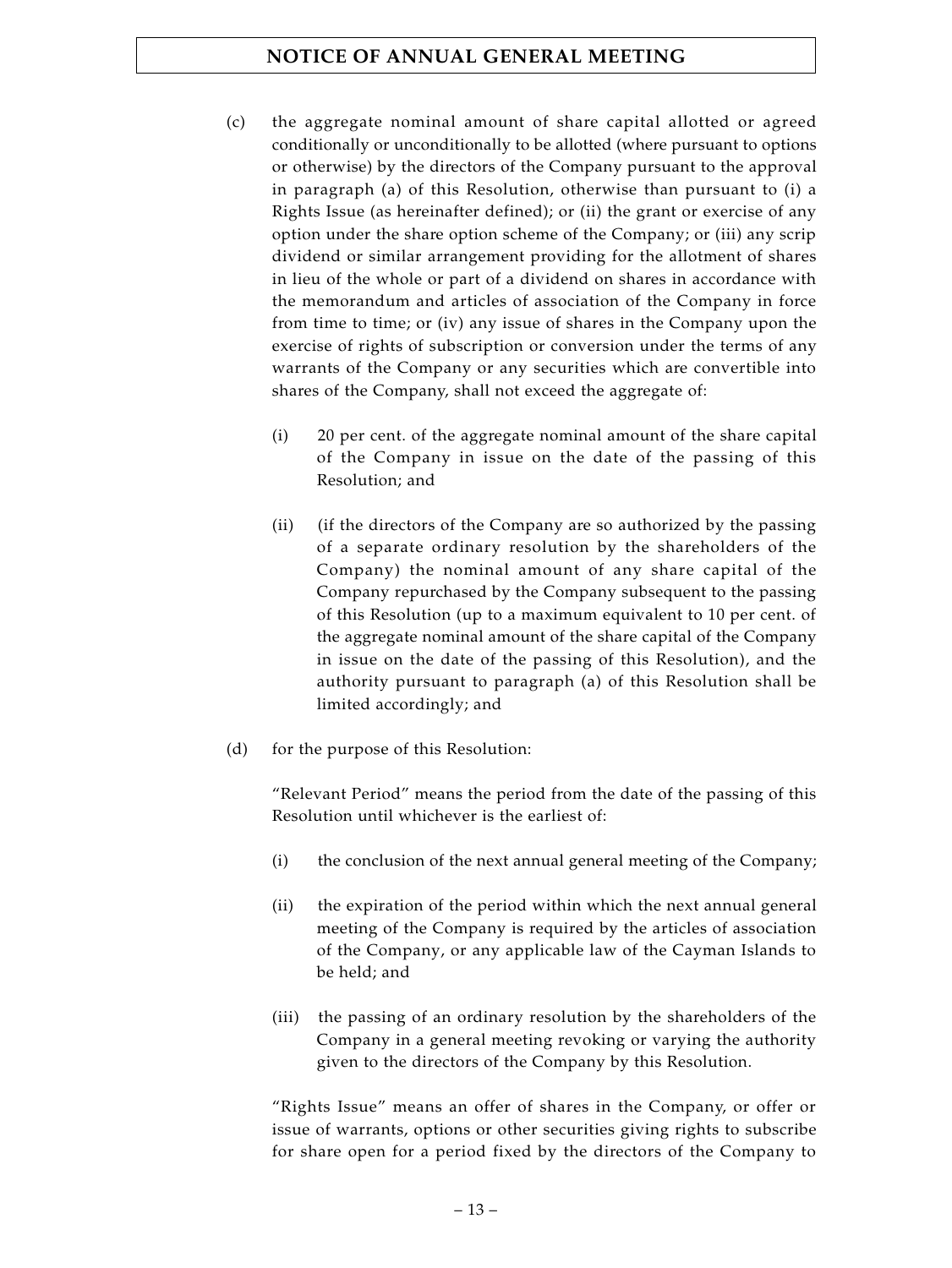(c) the aggregate nominal amount of share capital allotted or agreed conditionally or unconditionally to be allotted (where pursuant to options or otherwise) by the directors of the Company pursuant to the approval in paragraph (a) of this Resolution, otherwise than pursuant to (i) a Rights Issue (as hereinafter defined); or (ii) the grant or exercise of any option under the share option scheme of the Company; or (iii) any scrip dividend or similar arrangement providing for the allotment of shares in lieu of the whole or part of a dividend on shares in accordance with the memorandum and articles of association of the Company in force from time to time; or (iv) any issue of shares in the Company upon the exercise of rights of subscription or conversion under the terms of any warrants of the Company or any securities which are convertible into shares of the Company, shall not exceed the aggregate of:

  (i) 20 per cent. of the aggregate nominal amount of the share capital of the Company in issue on the date of the passing of this Resolution; and

  (ii) (if the directors of the Company are so authorized by the passing of a separate ordinary resolution by the shareholders of the Company) the nominal amount of any share capital of the Company repurchased by the Company subsequent to the passing of this Resolution (up to a maximum equivalent to 10 per cent. of the aggregate nominal amount of the share capital of the Company in issue on the date of the passing of this Resolution), and the authority pursuant to paragraph (a) of this Resolution shall be limited accordingly; and

(d) for the purpose of this Resolution:

  "Relevant Period" means the period from the date of the passing of this Resolution until whichever is the earliest of:

  (i) the conclusion of the next annual general meeting of the Company;

  (ii) the expiration of the period within which the next annual general meeting of the Company is required by the articles of association of the Company, or any applicable law of the Cayman Islands to be held; and

  (iii) the passing of an ordinary resolution by the shareholders of the Company in a general meeting revoking or varying the authority given to the directors of the Company by this Resolution.

  "Rights Issue" means an offer of shares in the Company, or offer or issue of warrants, options or other securities giving rights to subscribe for share open for a period fixed by the directors of the Company to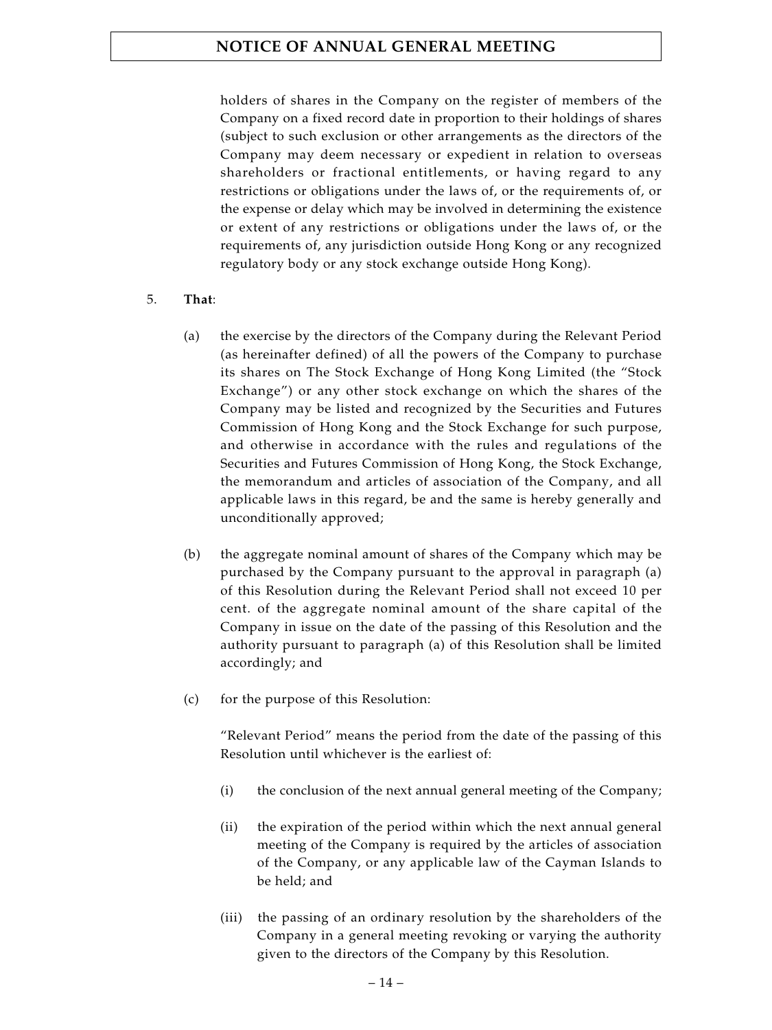holders of shares in the Company on the register of members of the Company on a fixed record date in proportion to their holdings of shares (subject to such exclusion or other arrangements as the directors of the Company may deem necessary or expedient in relation to overseas shareholders or fractional entitlements, or having regard to any restrictions or obligations under the laws of, or the requirements of, or the expense or delay which may be involved in determining the existence or extent of any restrictions or obligations under the laws of, or the requirements of, any jurisdiction outside Hong Kong or any recognized regulatory body or any stock exchange outside Hong Kong).

5. **That**:

   (a) the exercise by the directors of the Company during the Relevant Period (as hereinafter defined) of all the powers of the Company to purchase its shares on The Stock Exchange of Hong Kong Limited (the "Stock Exchange") or any other stock exchange on which the shares of the Company may be listed and recognized by the Securities and Futures Commission of Hong Kong and the Stock Exchange for such purpose, and otherwise in accordance with the rules and regulations of the Securities and Futures Commission of Hong Kong, the Stock Exchange, the memorandum and articles of association of the Company, and all applicable laws in this regard, be and the same is hereby generally and unconditionally approved;

   (b) the aggregate nominal amount of shares of the Company which may be purchased by the Company pursuant to the approval in paragraph (a) of this Resolution during the Relevant Period shall not exceed 10 per cent. of the aggregate nominal amount of the share capital of the Company in issue on the date of the passing of this Resolution and the authority pursuant to paragraph (a) of this Resolution shall be limited accordingly; and

   (c) for the purpose of this Resolution:

   "Relevant Period" means the period from the date of the passing of this Resolution until whichever is the earliest of:

   (i) the conclusion of the next annual general meeting of the Company;

   (ii) the expiration of the period within which the next annual general meeting of the Company is required by the articles of association of the Company, or any applicable law of the Cayman Islands to be held; and

   (iii) the passing of an ordinary resolution by the shareholders of the Company in a general meeting revoking or varying the authority given to the directors of the Company by this Resolution.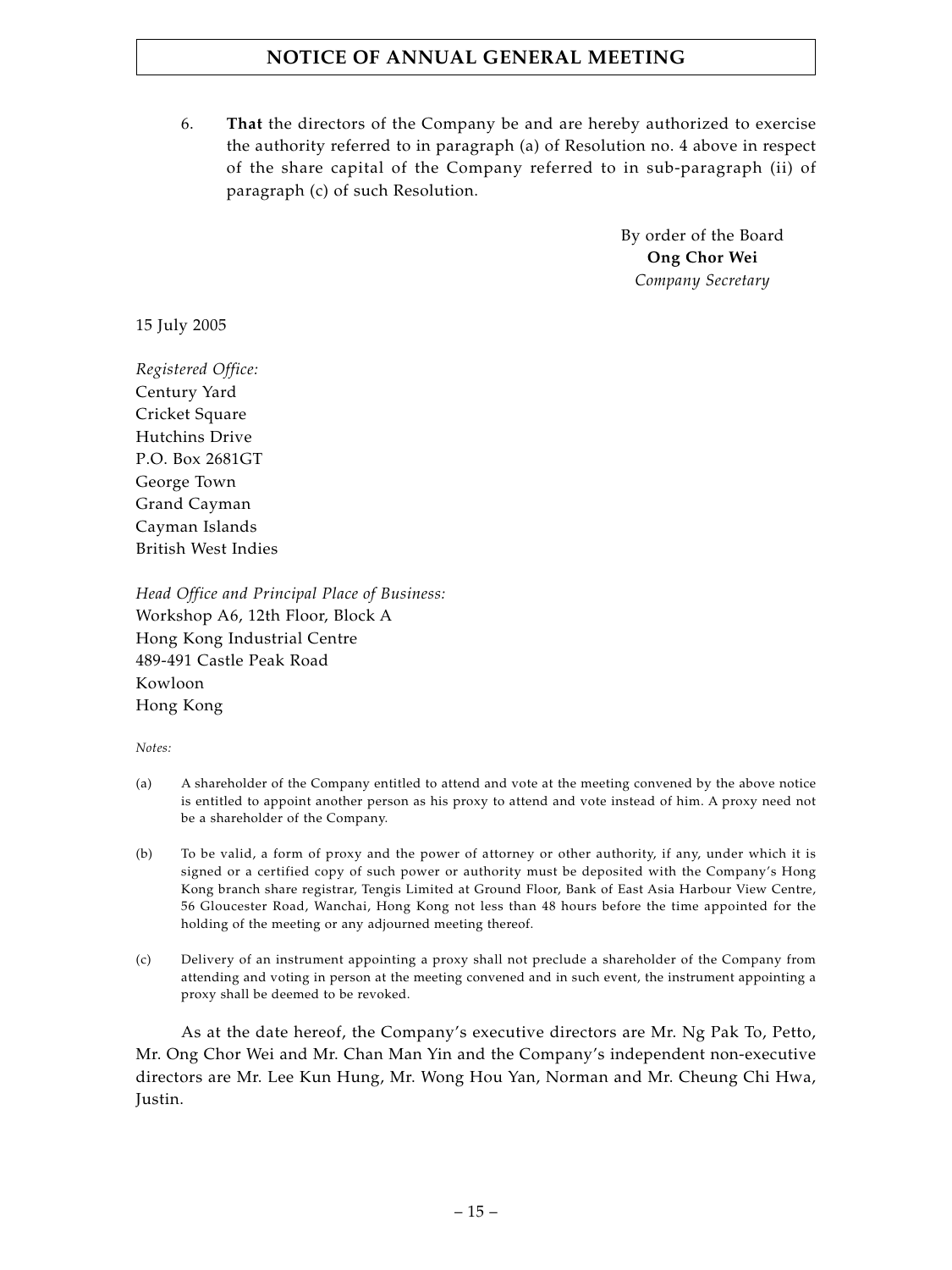6. **That** the directors of the Company be and are hereby authorized to exercise the authority referred to in paragraph (a) of Resolution no. 4 above in respect of the share capital of the Company referred to in sub-paragraph (ii) of paragraph (c) of such Resolution.

By order of the Board
**Ong Chor Wei**
*Company Secretary*

15 July 2005

*Registered Office:*
Century Yard
Cricket Square
Hutchins Drive
P.O. Box 2681GT
George Town
Grand Cayman
Cayman Islands
British West Indies

*Head Office and Principal Place of Business:*
Workshop A6, 12th Floor, Block A
Hong Kong Industrial Centre
489-491 Castle Peak Road
Kowloon
Hong Kong

*Notes:*

(a) A shareholder of the Company entitled to attend and vote at the meeting convened by the above notice is entitled to appoint another person as his proxy to attend and vote instead of him. A proxy need not be a shareholder of the Company.

(b) To be valid, a form of proxy and the power of attorney or other authority, if any, under which it is signed or a certified copy of such power or authority must be deposited with the Company's Hong Kong branch share registrar, Tengis Limited at Ground Floor, Bank of East Asia Harbour View Centre, 56 Gloucester Road, Wanchai, Hong Kong not less than 48 hours before the time appointed for the holding of the meeting or any adjourned meeting thereof.

(c) Delivery of an instrument appointing a proxy shall not preclude a shareholder of the Company from attending and voting in person at the meeting convened and in such event, the instrument appointing a proxy shall be deemed to be revoked.

As at the date hereof, the Company's executive directors are Mr. Ng Pak To, Petto, Mr. Ong Chor Wei and Mr. Chan Man Yin and the Company's independent non-executive directors are Mr. Lee Kun Hung, Mr. Wong Hou Yan, Norman and Mr. Cheung Chi Hwa, Justin.